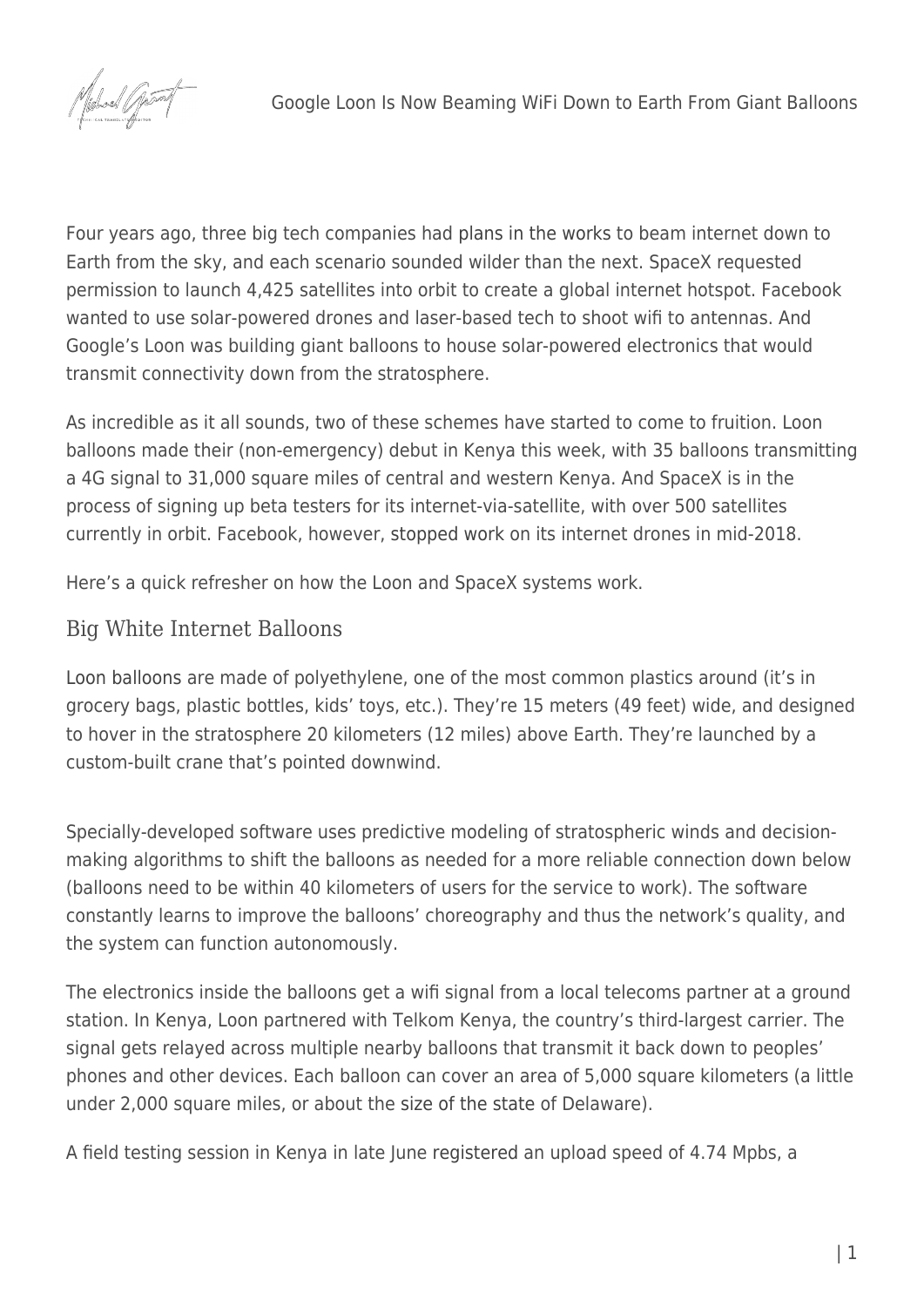Four years ago, three big tech companies had plans in the works to beam internet down to Earth from the sky, and each scenario sounded wilder than the next. SpaceX requested permission to launch 4,425 satellites into orbit to create a global internet hotspot. Facebook wanted to use solar-powered drones and laser-based tech to shoot wifi to antennas. And Google's Loon was building giant balloons to house solar-powered electronics that would transmit connectivity down from the stratosphere.

As incredible as it all sounds, two of these schemes have started to come to fruition. Loon balloons made their (non-emergency) debut in Kenya this week, with 35 balloons transmitting a 4G signal to 31,000 square miles of central and western Kenya. And SpaceX is in the process of signing up beta testers for its internet-via-satellite, with over 500 satellites currently in orbit. Facebook, however, stopped work on its internet drones in mid-2018.

Here's a quick refresher on how the Loon and SpaceX systems work.

## Big White Internet Balloons

Loon balloons are made of polyethylene, one of the most common plastics around (it's in grocery bags, plastic bottles, kids' toys, etc.). They're 15 meters (49 feet) wide, and designed to hover in the stratosphere 20 kilometers (12 miles) above Earth. They're launched by a custom-built crane that's pointed downwind.

Specially-developed software uses predictive modeling of stratospheric winds and decision-making algorithms to shift the balloons as needed for a more reliable connection down below (balloons need to be within 40 kilometers of users for the service to work). The software constantly learns to improve the balloons' choreography and thus the network's quality, and the system can function autonomously.

The electronics inside the balloons get a wifi signal from a local telecoms partner at a ground station. In Kenya, Loon partnered with Telkom Kenya, the country's third-largest carrier. The signal gets relayed across multiple nearby balloons that transmit it back down to peoples' phones and other devices. Each balloon can cover an area of 5,000 square kilometers (a little under 2,000 square miles, or about the size of the state of Delaware).

A field testing session in Kenya in late June registered an upload speed of 4.74 Mpbs, a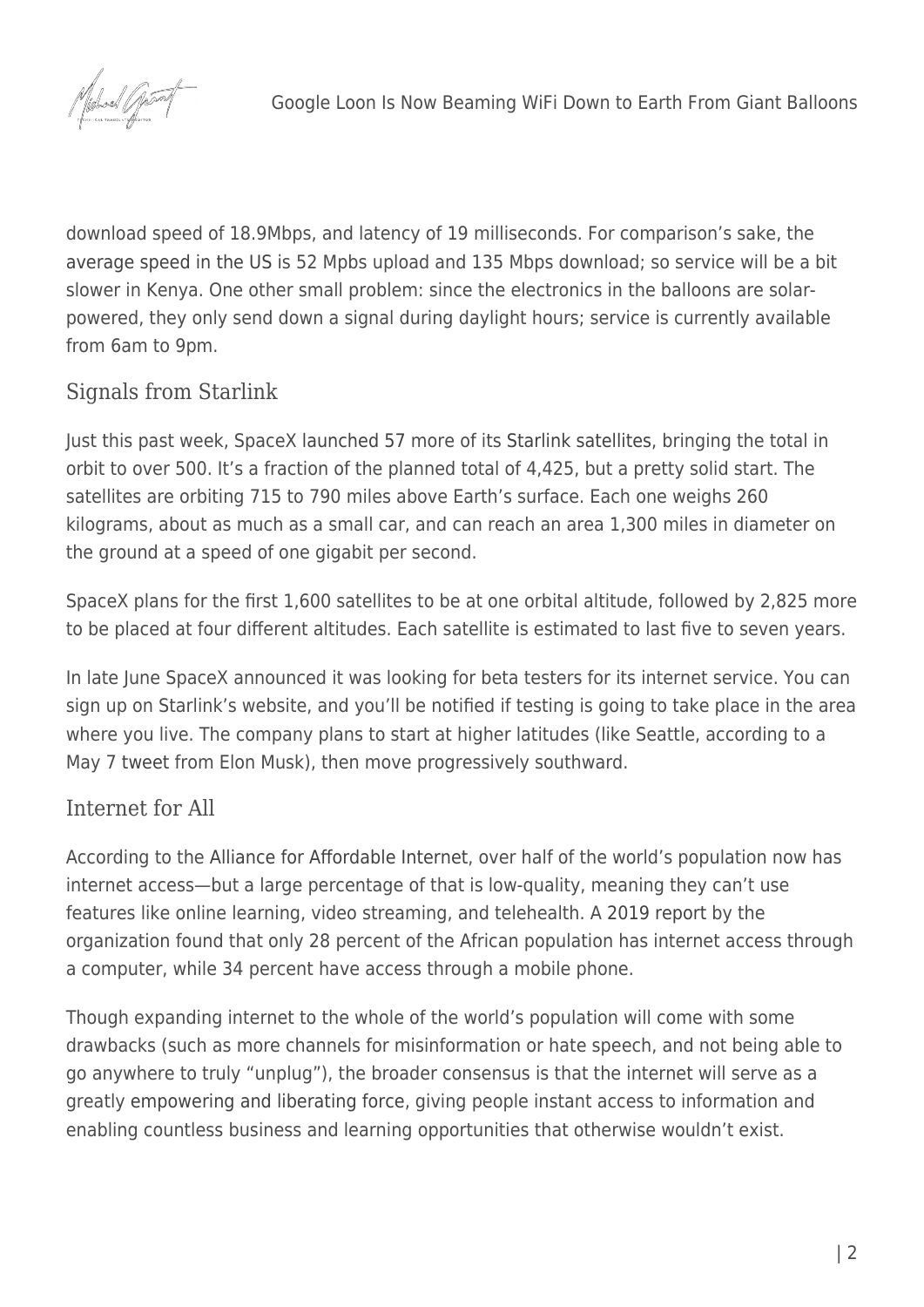download speed of 18.9Mbps, and latency of 19 milliseconds. For comparison's sake, the average speed in the US is 52 Mpbs upload and 135 Mbps download; so service will be a bit slower in Kenya. One other small problem: since the electronics in the balloons are solar-powered, they only send down a signal during daylight hours; service is currently available from 6am to 9pm.

## Signals from Starlink

Just this past week, SpaceX launched 57 more of its Starlink satellites, bringing the total in orbit to over 500. It's a fraction of the planned total of 4,425, but a pretty solid start. The satellites are orbiting 715 to 790 miles above Earth's surface. Each one weighs 260 kilograms, about as much as a small car, and can reach an area 1,300 miles in diameter on the ground at a speed of one gigabit per second.

SpaceX plans for the first 1,600 satellites to be at one orbital altitude, followed by 2,825 more to be placed at four different altitudes. Each satellite is estimated to last five to seven years.

In late June SpaceX announced it was looking for beta testers for its internet service. You can sign up on Starlink's website, and you'll be notified if testing is going to take place in the area where you live. The company plans to start at higher latitudes (like Seattle, according to a May 7 tweet from Elon Musk), then move progressively southward.

## Internet for All

According to the Alliance for Affordable Internet, over half of the world's population now has internet access—but a large percentage of that is low-quality, meaning they can't use features like online learning, video streaming, and telehealth. A 2019 report by the organization found that only 28 percent of the African population has internet access through a computer, while 34 percent have access through a mobile phone.

Though expanding internet to the whole of the world's population will come with some drawbacks (such as more channels for misinformation or hate speech, and not being able to go anywhere to truly "unplug"), the broader consensus is that the internet will serve as a greatly empowering and liberating force, giving people instant access to information and enabling countless business and learning opportunities that otherwise wouldn't exist.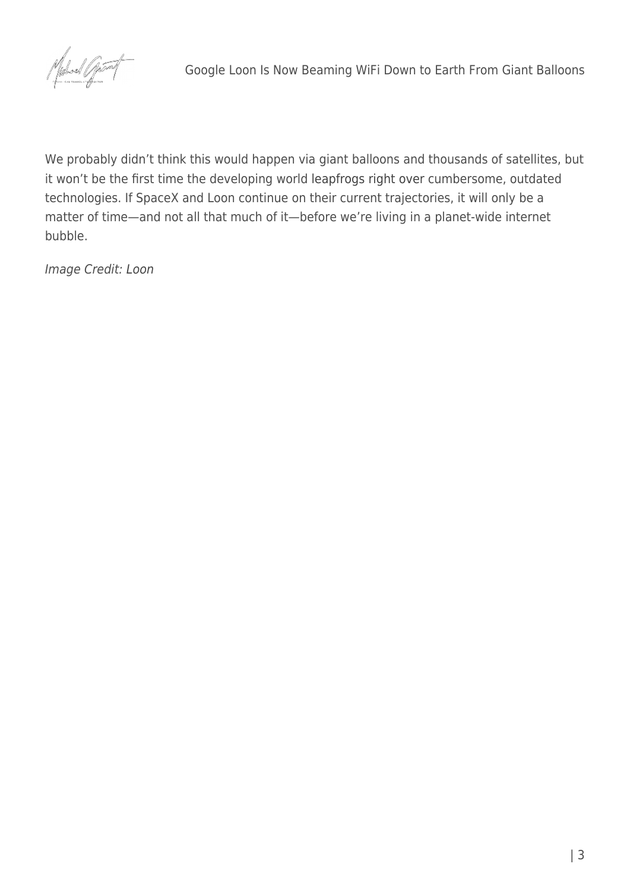We probably didn’t think this would happen via giant balloons and thousands of satellites, but it won’t be the first time the developing world leapfrogs right over cumbersome, outdated technologies. If SpaceX and Loon continue on their current trajectories, it will only be a matter of time—and not all that much of it—before we’re living in a planet-wide internet bubble.

*Image Credit: Loon*